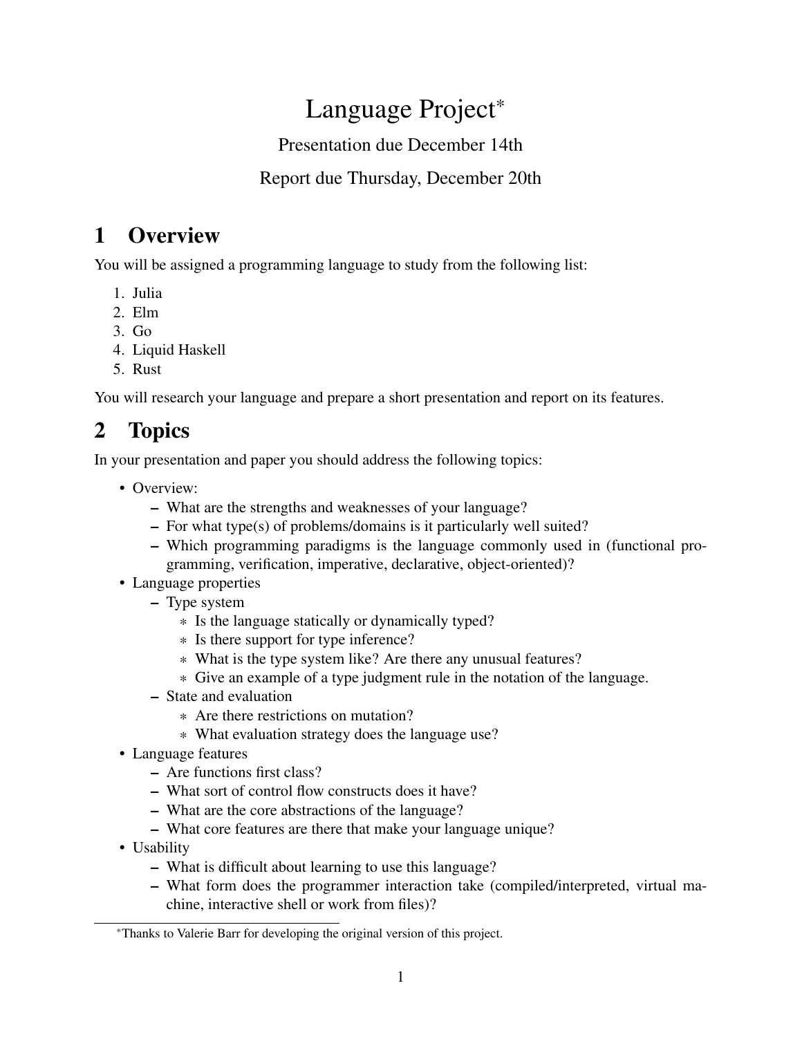# Language Project[*]

Presentation due December 14th

Report due Thursday, December 20th

## 1 Overview

You will be assigned a programming language to study from the following list:

1. Julia
2. Elm
3. Go
4. Liquid Haskell
5. Rust

You will research your language and prepare a short presentation and report on its features.

## 2 Topics

In your presentation and paper you should address the following topics:

- Overview:
  - What are the strengths and weaknesses of your language?
  - For what type(s) of problems/domains is it particularly well suited?
  - Which programming paradigms is the language commonly used in (functional programming, verification, imperative, declarative, object-oriented)?
- Language properties
  - Type system
    - Is the language statically or dynamically typed?
    - Is there support for type inference?
    - What is the type system like? Are there any unusual features?
    - Give an example of a type judgment rule in the notation of the language.
  - State and evaluation
    - Are there restrictions on mutation?
    - What evaluation strategy does the language use?
- Language features
  - Are functions first class?
  - What sort of control flow constructs does it have?
  - What are the core abstractions of the language?
  - What core features are there that make your language unique?
- Usability
  - What is difficult about learning to use this language?
  - What form does the programmer interaction take (compiled/interpreted, virtual machine, interactive shell or work from files)?

[*] Thanks to Valerie Barr for developing the original version of this project.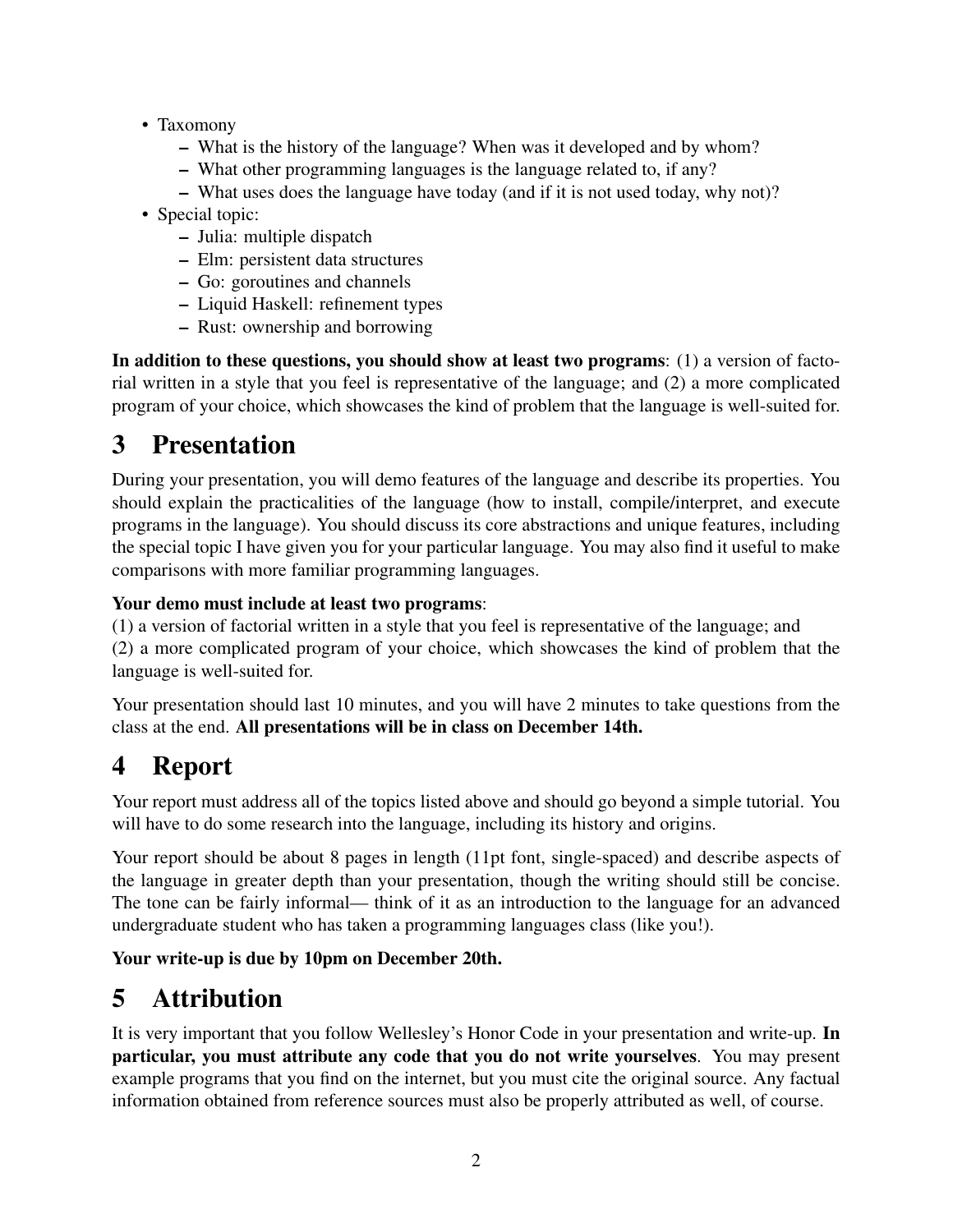- Taxomony
  - What is the history of the language? When was it developed and by whom?
  - What other programming languages is the language related to, if any?
  - What uses does the language have today (and if it is not used today, why not)?
- Special topic:
  - Julia: multiple dispatch
  - Elm: persistent data structures
  - Go: goroutines and channels
  - Liquid Haskell: refinement types
  - Rust: ownership and borrowing

**In addition to these questions, you should show at least two programs**: (1) a version of factorial written in a style that you feel is representative of the language; and (2) a more complicated program of your choice, which showcases the kind of problem that the language is well-suited for.

# 3 Presentation

During your presentation, you will demo features of the language and describe its properties. You should explain the practicalities of the language (how to install, compile/interpret, and execute programs in the language). You should discuss its core abstractions and unique features, including the special topic I have given you for your particular language. You may also find it useful to make comparisons with more familiar programming languages.

**Your demo must include at least two programs**:
(1) a version of factorial written in a style that you feel is representative of the language; and
(2) a more complicated program of your choice, which showcases the kind of problem that the language is well-suited for.

Your presentation should last 10 minutes, and you will have 2 minutes to take questions from the class at the end. **All presentations will be in class on December 14th.**

# 4 Report

Your report must address all of the topics listed above and should go beyond a simple tutorial. You will have to do some research into the language, including its history and origins.

Your report should be about 8 pages in length (11pt font, single-spaced) and describe aspects of the language in greater depth than your presentation, though the writing should still be concise. The tone can be fairly informal— think of it as an introduction to the language for an advanced undergraduate student who has taken a programming languages class (like you!).

**Your write-up is due by 10pm on December 20th.**

# 5 Attribution

It is very important that you follow Wellesley's Honor Code in your presentation and write-up. **In particular, you must attribute any code that you do not write yourselves**. You may present example programs that you find on the internet, but you must cite the original source. Any factual information obtained from reference sources must also be properly attributed as well, of course.